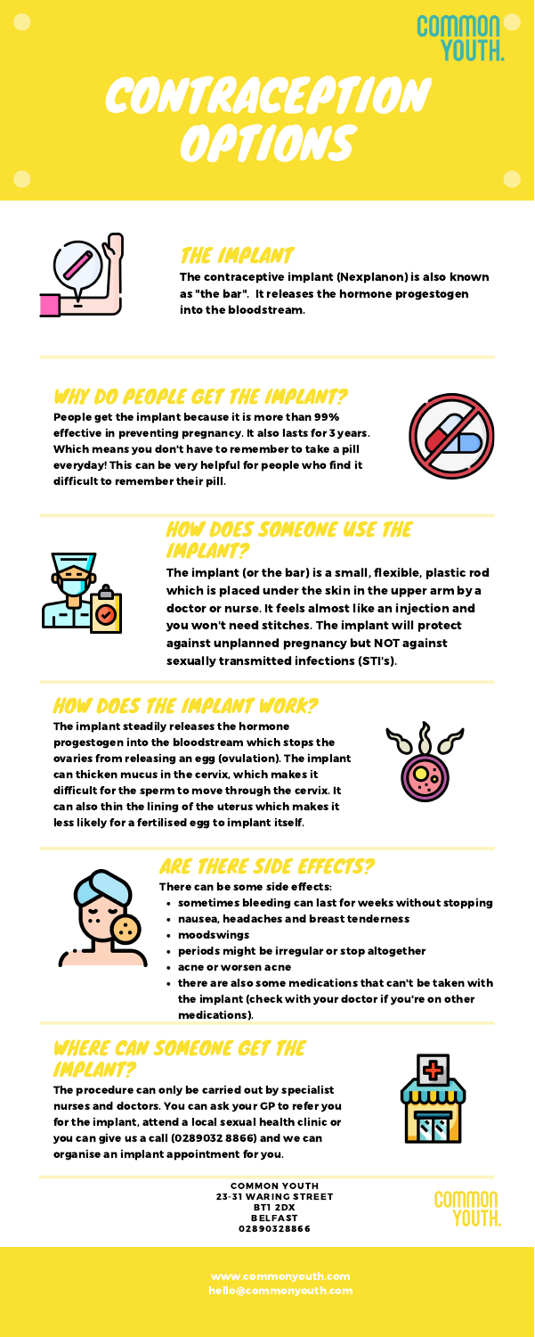# CONTRACEPTION OPTIONS

COMMON YOUTH.

## THE IMPLANT

**The contraceptive implant (Nexplanon) is also known as "the bar". It releases the hormone progestogen into the bloodstream.**

## WHY DO PEOPLE GET THE IMPLANT?

**People get the implant because it is more than 99% effective in preventing pregnancy. It also lasts for 3 years. Which means you don't have to remember to take a pill everyday! This can be very helpful for people who find it difficult to remember their pill.**

## HOW DOES SOMEONE USE THE IMPLANT?

**The implant (or the bar) is a small, flexible, plastic rod which is placed under the skin in the upper arm by a doctor or nurse. It feels almost like an injection and you won't need stitches. The implant will protect against unplanned pregnancy but NOT against sexually transmitted infections (STI's).**

## HOW DOES THE IMPLANT WORK?

**The implant steadily releases the hormone progestogen into the bloodstream which stops the ovaries from releasing an egg (ovulation). The implant can thicken mucus in the cervix, which makes it difficult for the sperm to move through the cervix. It can also thin the lining of the uterus which makes it less likely for a fertilised egg to implant itself.**

## ARE THERE SIDE EFFECTS?

**There can be some side effects:**

- **sometimes bleeding can last for weeks without stopping**
- **nausea, headaches and breast tenderness**
- **moodswings**
- **periods might be irregular or stop altogether**
- **acne or worsen acne**
- **there are also some medications that can't be taken with the implant (check with your doctor if you're on other medications).**

## WHERE CAN SOMEONE GET THE IMPLANT?

**The procedure can only be carried out by specialist nurses and doctors. You can ask your GP to refer you for the implant, attend a local sexual health clinic or you can give us a call (0289032 8866) and we can organise an implant appointment for you.**

**COMMON YOUTH**
**23-31 WARING STREET**
**BT1 2DX**
**BELFAST**
**02890328866**

COMMON YOUTH.

**www.commonyouth.com**
**hello@commonyouth.com**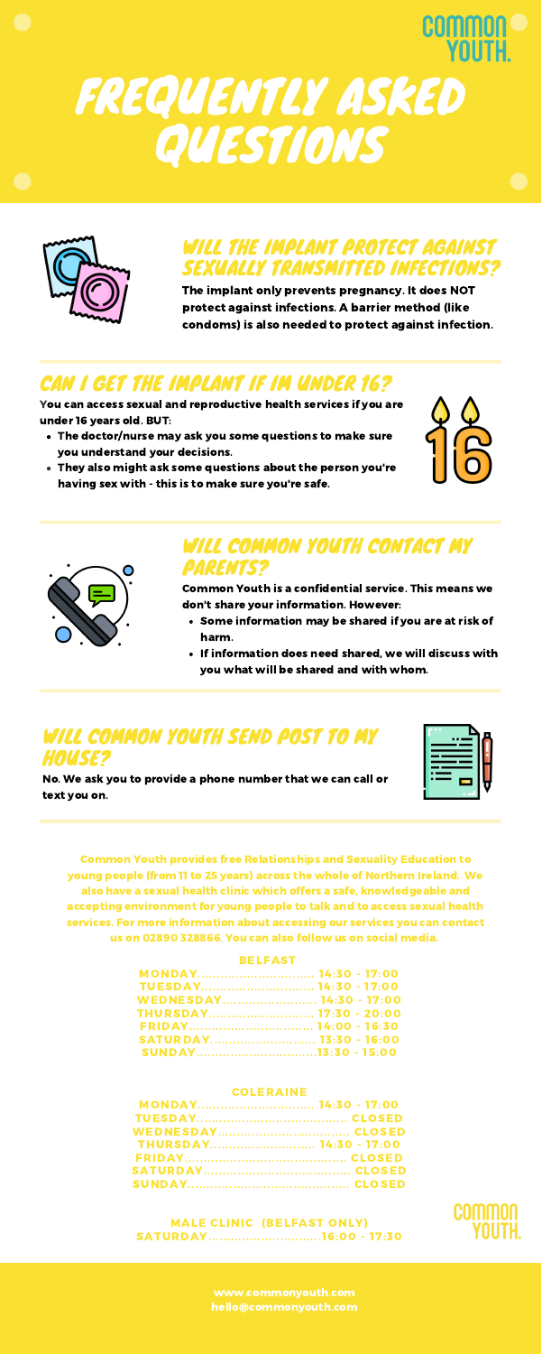# FREQUENTLY ASKED QUESTIONS

## WILL THE IMPLANT PROTECT AGAINST SEXUALLY TRANSMITTED INFECTIONS?

**The implant only prevents pregnancy. It does NOT protect against infections. A barrier method (like condoms) is also needed to protect against infection.**

## CAN I GET THE IMPLANT IF IM UNDER 16?

**You can access sexual and reproductive health services if you are under 16 years old. BUT:**

- **The doctor/nurse may ask you some questions to make sure you understand your decisions.**
- **They also might ask some questions about the person you're having sex with - this is to make sure you're safe.**

## WILL COMMON YOUTH CONTACT MY PARENTS?

**Common Youth is a confidential service. This means we don't share your information. However:**

- **Some information may be shared if you are at risk of harm.**
- **If information does need shared, we will discuss with you what will be shared and with whom.**

## WILL COMMON YOUTH SEND POST TO MY HOUSE?

**No. We ask you to provide a phone number that we can call or text you on.**

**Common Youth provides free Relationships and Sexuality Education to young people (from 11 to 25 years) across the whole of Northern Ireland. We also have a sexual health clinic which offers a safe, knowledgeable and accepting environment for young people to talk and to access sexual health services. For more information about accessing our services you can contact us on 02890 328866. You can also follow us on social media.**

### BELFAST

MONDAY.............................. 14:30 - 17:00
TUESDAY.............................. 14:30 - 17:00
WEDNESDAY.......................... 14:30 - 17:00
THURSDAY............................ 17:30 - 20:00
FRIDAY................................. 14:00 - 16:30
SATURDAY............................ 13:30 - 16:00
SUNDAY................................13:30 - 15:00

### COLERAINE

MONDAY.............................. 14:30 - 17:00
TUESDAY.......................................... CLOSED
WEDNESDAY.................................... CLOSED
THURSDAY............................ 14:30 - 17:00
FRIDAY............................................. CLOSED
SATURDAY........................................ CLOSED
SUNDAY............................................ CLOSED

### MALE CLINIC (BELFAST ONLY)

SATURDAY..............................16:00 - 17:30

www.commonyouth.com
hello@commonyouth.com